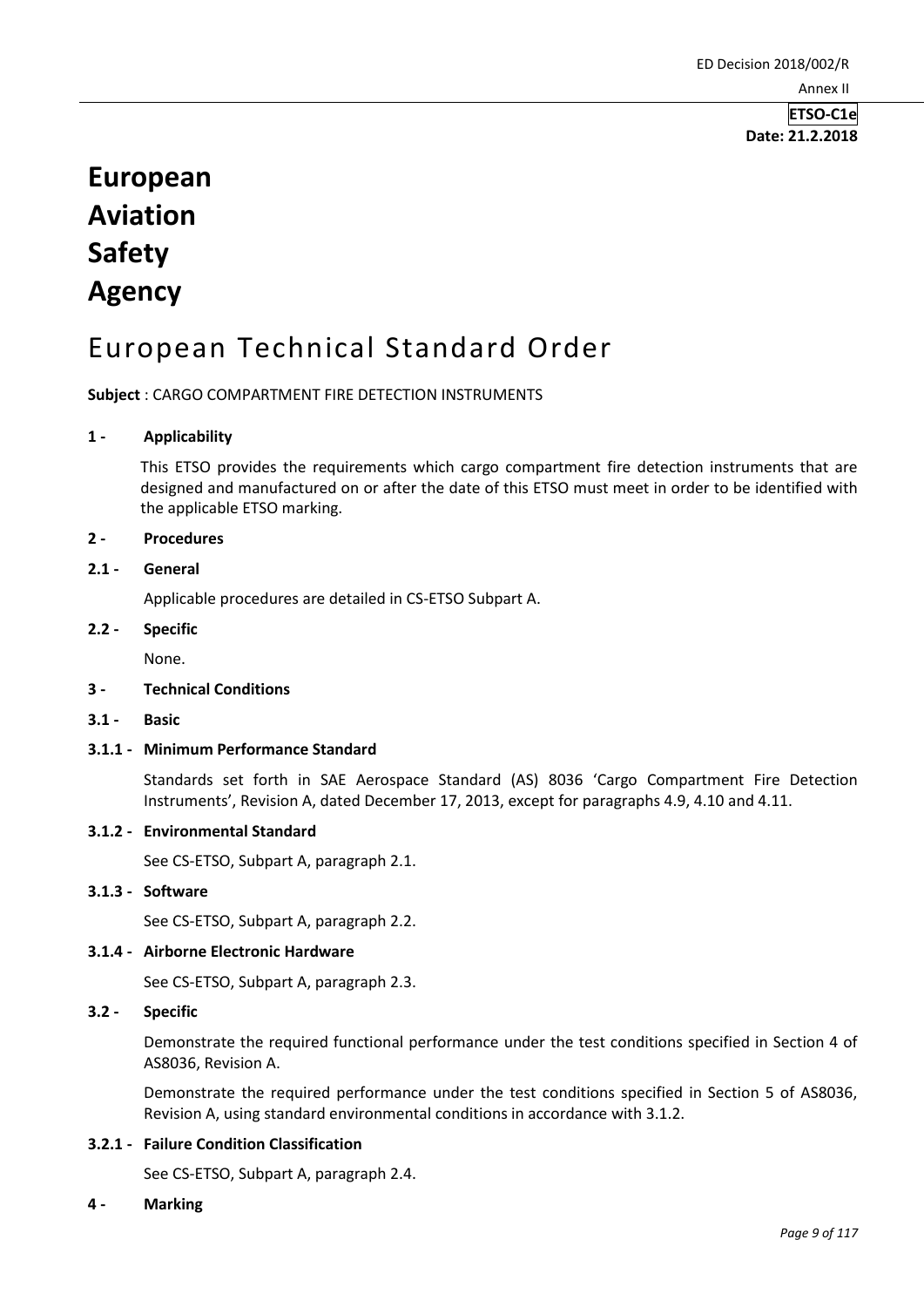ED Decision 2018/002/R

Annex II

**ETSO-C1e**
**Date: 21.2.2018**

# European Aviation Safety Agency

# European Technical Standard Order

**Subject** : CARGO COMPARTMENT FIRE DETECTION INSTRUMENTS

## 1 - Applicability

This ETSO provides the requirements which cargo compartment fire detection instruments that are designed and manufactured on or after the date of this ETSO must meet in order to be identified with the applicable ETSO marking.

## 2 - Procedures

### 2.1 - General

Applicable procedures are detailed in CS-ETSO Subpart A.

### 2.2 - Specific

None.

## 3 - Technical Conditions

### 3.1 - Basic

#### 3.1.1 - Minimum Performance Standard

Standards set forth in SAE Aerospace Standard (AS) 8036 'Cargo Compartment Fire Detection Instruments', Revision A, dated December 17, 2013, except for paragraphs 4.9, 4.10 and 4.11.

#### 3.1.2 - Environmental Standard

See CS-ETSO, Subpart A, paragraph 2.1.

#### 3.1.3 - Software

See CS-ETSO, Subpart A, paragraph 2.2.

#### 3.1.4 - Airborne Electronic Hardware

See CS-ETSO, Subpart A, paragraph 2.3.

### 3.2 - Specific

Demonstrate the required functional performance under the test conditions specified in Section 4 of AS8036, Revision A.

Demonstrate the required performance under the test conditions specified in Section 5 of AS8036, Revision A, using standard environmental conditions in accordance with 3.1.2.

#### 3.2.1 - Failure Condition Classification

See CS-ETSO, Subpart A, paragraph 2.4.

## 4 - Marking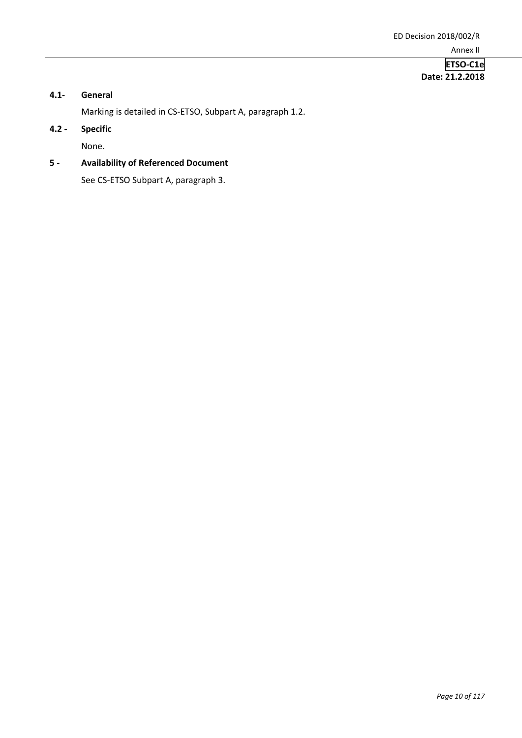### 4.1- General

Marking is detailed in CS-ETSO, Subpart A, paragraph 1.2.

### 4.2 - Specific

None.

## 5 - Availability of Referenced Document

See CS-ETSO Subpart A, paragraph 3.